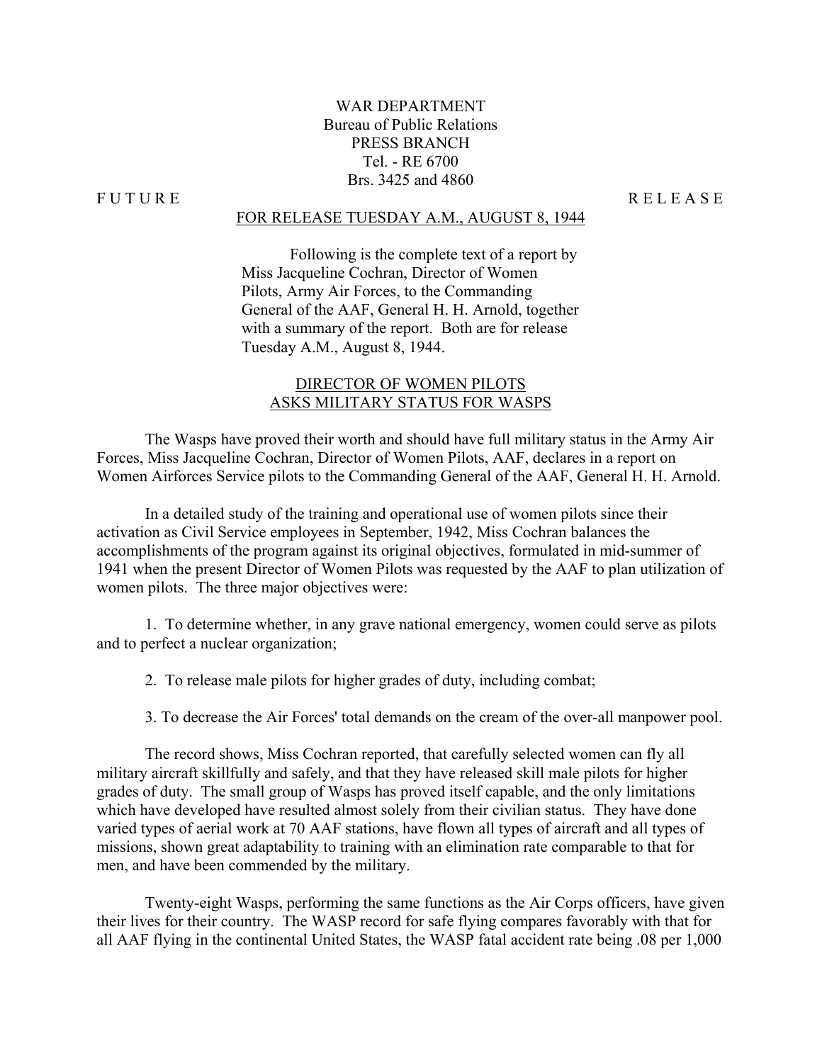WAR DEPARTMENT
Bureau of Public Relations
PRESS BRANCH
Tel. - RE 6700
Brs. 3425 and 4860

F U T U R E R E L E A S E

FOR RELEASE TUESDAY A.M., AUGUST 8, 1944

Following is the complete text of a report by Miss Jacqueline Cochran, Director of Women Pilots, Army Air Forces, to the Commanding General of the AAF, General H. H. Arnold, together with a summary of the report. Both are for release Tuesday A.M., August 8, 1944.

## DIRECTOR OF WOMEN PILOTS ASKS MILITARY STATUS FOR WASPS

The Wasps have proved their worth and should have full military status in the Army Air Forces, Miss Jacqueline Cochran, Director of Women Pilots, AAF, declares in a report on Women Airforces Service pilots to the Commanding General of the AAF, General H. H. Arnold.

In a detailed study of the training and operational use of women pilots since their activation as Civil Service employees in September, 1942, Miss Cochran balances the accomplishments of the program against its original objectives, formulated in mid-summer of 1941 when the present Director of Women Pilots was requested by the AAF to plan utilization of women pilots. The three major objectives were:

1. To determine whether, in any grave national emergency, women could serve as pilots and to perfect a nuclear organization;

2. To release male pilots for higher grades of duty, including combat;

3. To decrease the Air Forces' total demands on the cream of the over-all manpower pool.

The record shows, Miss Cochran reported, that carefully selected women can fly all military aircraft skillfully and safely, and that they have released skill male pilots for higher grades of duty. The small group of Wasps has proved itself capable, and the only limitations which have developed have resulted almost solely from their civilian status. They have done varied types of aerial work at 70 AAF stations, have flown all types of aircraft and all types of missions, shown great adaptability to training with an elimination rate comparable to that for men, and have been commended by the military.

Twenty-eight Wasps, performing the same functions as the Air Corps officers, have given their lives for their country. The WASP record for safe flying compares favorably with that for all AAF flying in the continental United States, the WASP fatal accident rate being .08 per 1,000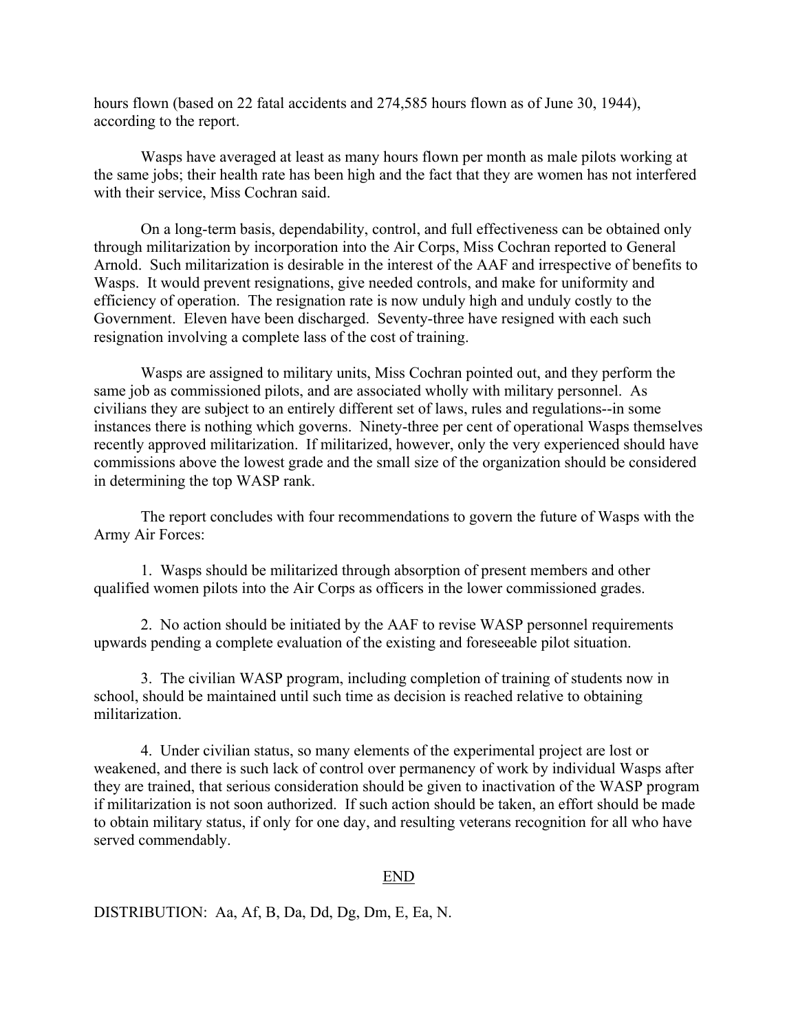hours flown (based on 22 fatal accidents and 274,585 hours flown as of June 30, 1944), according to the report.

Wasps have averaged at least as many hours flown per month as male pilots working at the same jobs; their health rate has been high and the fact that they are women has not interfered with their service, Miss Cochran said.

On a long-term basis, dependability, control, and full effectiveness can be obtained only through militarization by incorporation into the Air Corps, Miss Cochran reported to General Arnold. Such militarization is desirable in the interest of the AAF and irrespective of benefits to Wasps. It would prevent resignations, give needed controls, and make for uniformity and efficiency of operation. The resignation rate is now unduly high and unduly costly to the Government. Eleven have been discharged. Seventy-three have resigned with each such resignation involving a complete lass of the cost of training.

Wasps are assigned to military units, Miss Cochran pointed out, and they perform the same job as commissioned pilots, and are associated wholly with military personnel. As civilians they are subject to an entirely different set of laws, rules and regulations--in some instances there is nothing which governs. Ninety-three per cent of operational Wasps themselves recently approved militarization. If militarized, however, only the very experienced should have commissions above the lowest grade and the small size of the organization should be considered in determining the top WASP rank.

The report concludes with four recommendations to govern the future of Wasps with the Army Air Forces:

1. Wasps should be militarized through absorption of present members and other qualified women pilots into the Air Corps as officers in the lower commissioned grades.

2. No action should be initiated by the AAF to revise WASP personnel requirements upwards pending a complete evaluation of the existing and foreseeable pilot situation.

3. The civilian WASP program, including completion of training of students now in school, should be maintained until such time as decision is reached relative to obtaining militarization.

4. Under civilian status, so many elements of the experimental project are lost or weakened, and there is such lack of control over permanency of work by individual Wasps after they are trained, that serious consideration should be given to inactivation of the WASP program if militarization is not soon authorized. If such action should be taken, an effort should be made to obtain military status, if only for one day, and resulting veterans recognition for all who have served commendably.

END

DISTRIBUTION: Aa, Af, B, Da, Dd, Dg, Dm, E, Ea, N.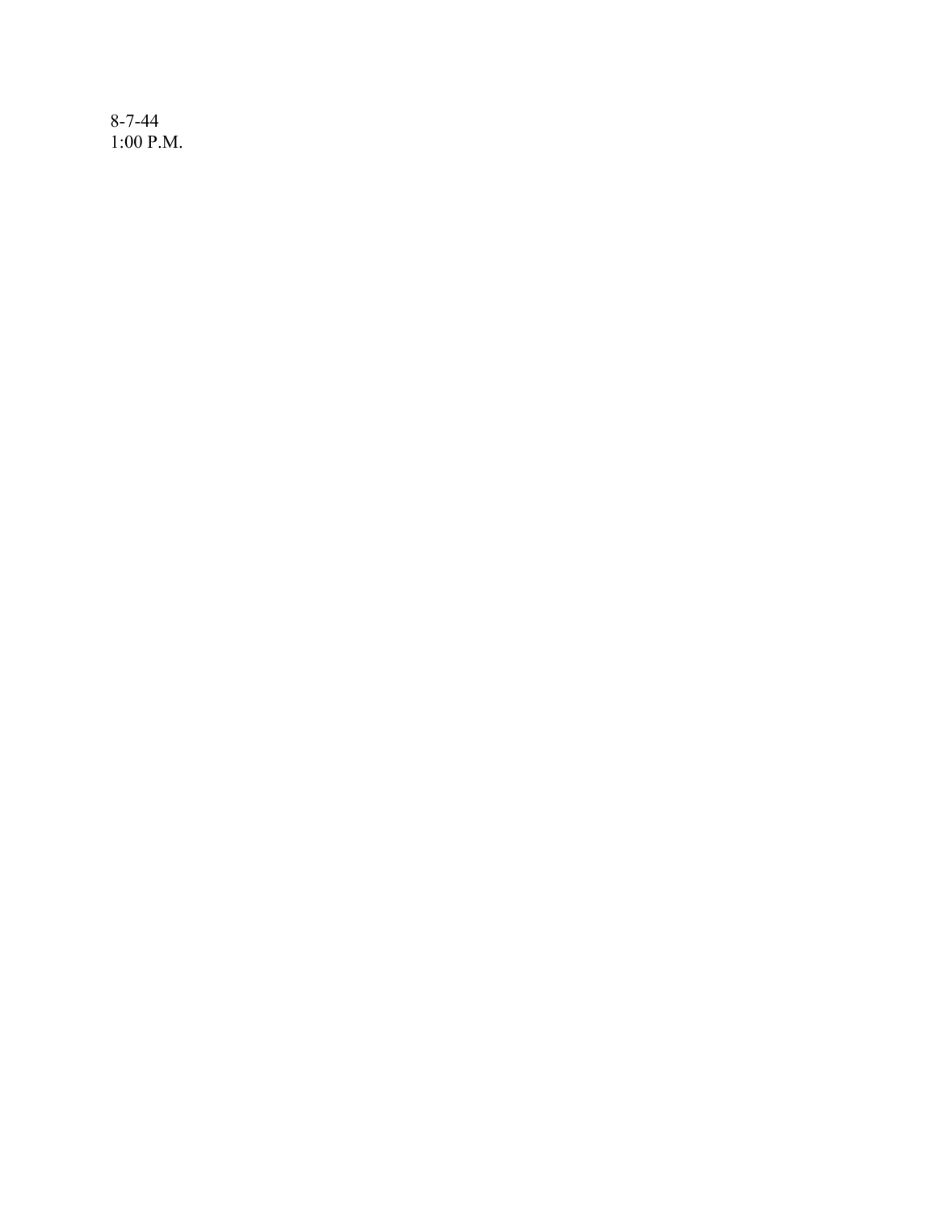8-7-44
1:00 P.M.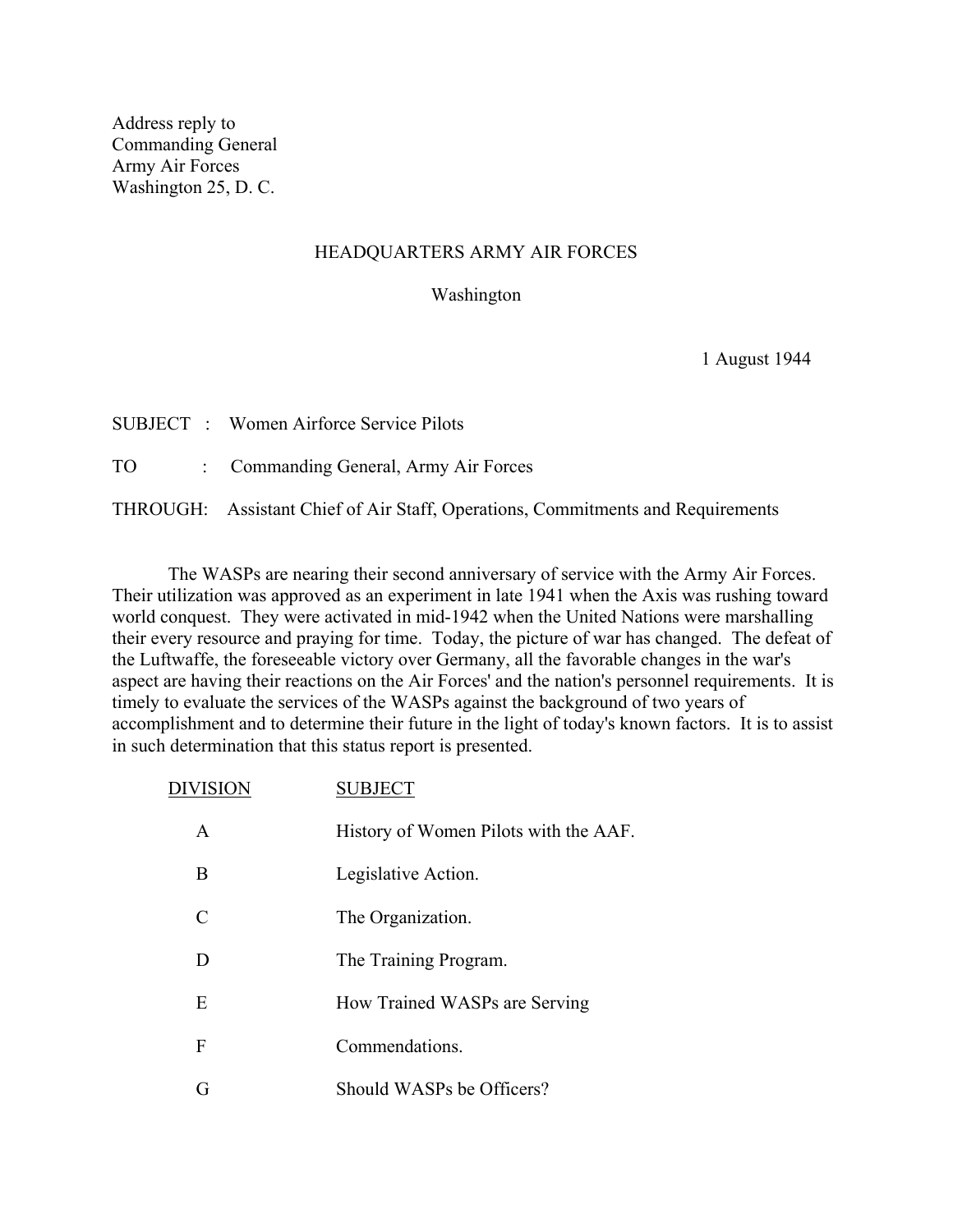Address reply to
Commanding General
Army Air Forces
Washington 25, D. C.

HEADQUARTERS ARMY AIR FORCES

Washington

1 August 1944

SUBJECT : Women Airforce Service Pilots

TO : Commanding General, Army Air Forces

THROUGH: Assistant Chief of Air Staff, Operations, Commitments and Requirements

The WASPs are nearing their second anniversary of service with the Army Air Forces. Their utilization was approved as an experiment in late 1941 when the Axis was rushing toward world conquest. They were activated in mid-1942 when the United Nations were marshalling their every resource and praying for time. Today, the picture of war has changed. The defeat of the Luftwaffe, the foreseeable victory over Germany, all the favorable changes in the war's aspect are having their reactions on the Air Forces' and the nation's personnel requirements. It is timely to evaluate the services of the WASPs against the background of two years of accomplishment and to determine their future in the light of today's known factors. It is to assist in such determination that this status report is presented.

| DIVISION | SUBJECT |
|---|---|
| A | History of Women Pilots with the AAF. |
| B | Legislative Action. |
| C | The Organization. |
| D | The Training Program. |
| E | How Trained WASPs are Serving |
| F | Commendations. |
| G | Should WASPs be Officers? |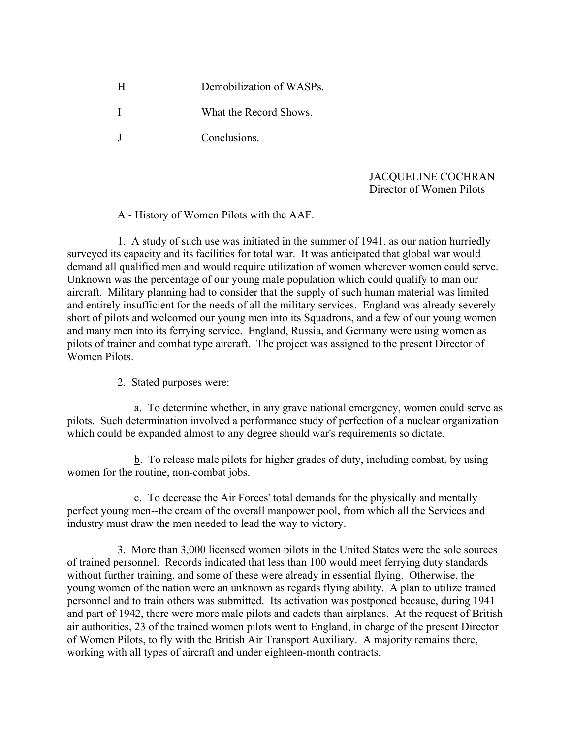| | |
|---|---|
| H | Demobilization of WASPs. |
| I | What the Record Shows. |
| J | Conclusions. |

JACQUELINE COCHRAN
Director of Women Pilots

A - History of Women Pilots with the AAF.

1. A study of such use was initiated in the summer of 1941, as our nation hurriedly surveyed its capacity and its facilities for total war. It was anticipated that global war would demand all qualified men and would require utilization of women wherever women could serve. Unknown was the percentage of our young male population which could qualify to man our aircraft. Military planning had to consider that the supply of such human material was limited and entirely insufficient for the needs of all the military services. England was already severely short of pilots and welcomed our young men into its Squadrons, and a few of our young women and many men into its ferrying service. England, Russia, and Germany were using women as pilots of trainer and combat type aircraft. The project was assigned to the present Director of Women Pilots.

2. Stated purposes were:

a. To determine whether, in any grave national emergency, women could serve as pilots. Such determination involved a performance study of perfection of a nuclear organization which could be expanded almost to any degree should war's requirements so dictate.

b. To release male pilots for higher grades of duty, including combat, by using women for the routine, non-combat jobs.

c. To decrease the Air Forces' total demands for the physically and mentally perfect young men--the cream of the overall manpower pool, from which all the Services and industry must draw the men needed to lead the way to victory.

3. More than 3,000 licensed women pilots in the United States were the sole sources of trained personnel. Records indicated that less than 100 would meet ferrying duty standards without further training, and some of these were already in essential flying. Otherwise, the young women of the nation were an unknown as regards flying ability. A plan to utilize trained personnel and to train others was submitted. Its activation was postponed because, during 1941 and part of 1942, there were more male pilots and cadets than airplanes. At the request of British air authorities, 23 of the trained women pilots went to England, in charge of the present Director of Women Pilots, to fly with the British Air Transport Auxiliary. A majority remains there, working with all types of aircraft and under eighteen-month contracts.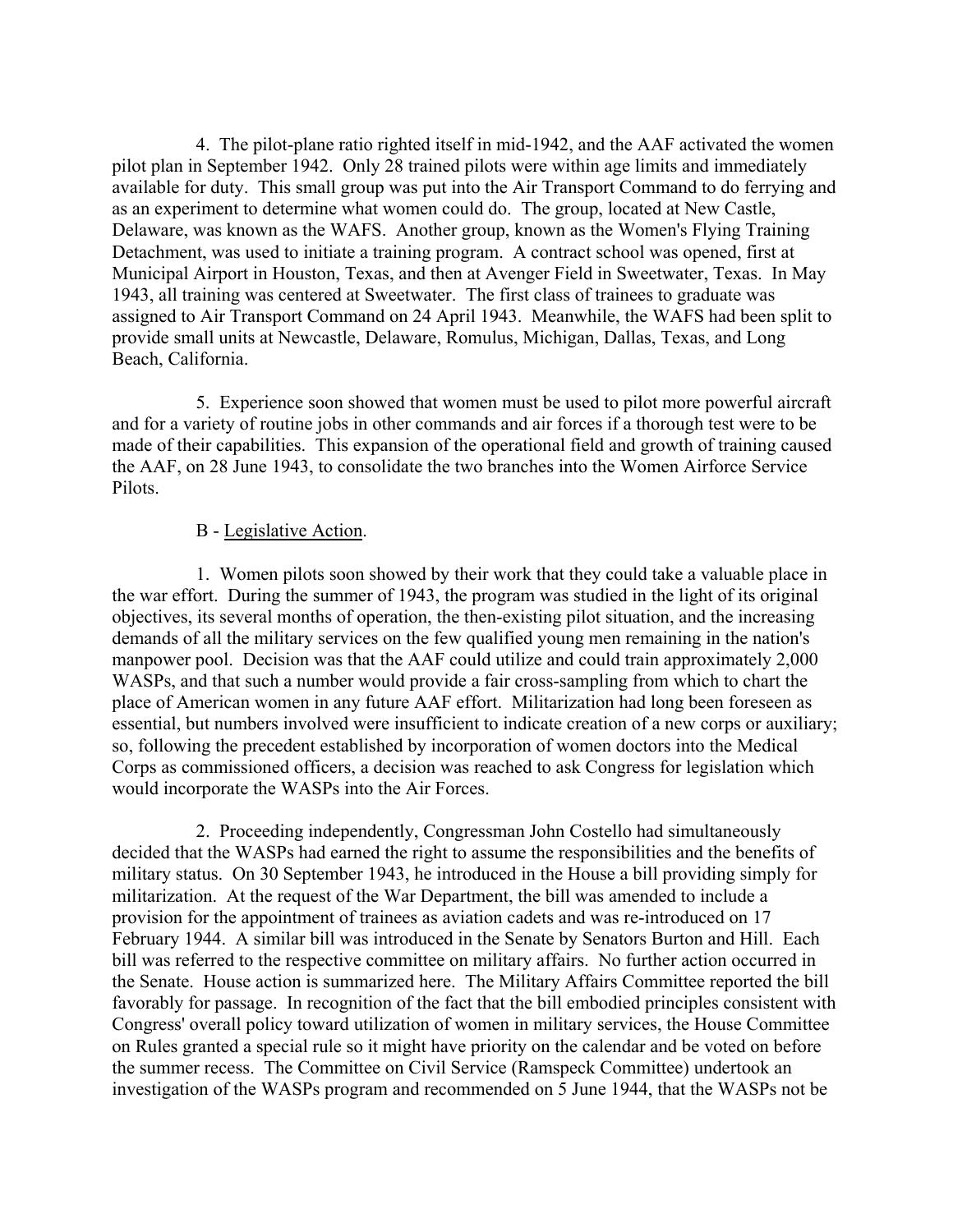4. The pilot-plane ratio righted itself in mid-1942, and the AAF activated the women pilot plan in September 1942. Only 28 trained pilots were within age limits and immediately available for duty. This small group was put into the Air Transport Command to do ferrying and as an experiment to determine what women could do. The group, located at New Castle, Delaware, was known as the WAFS. Another group, known as the Women's Flying Training Detachment, was used to initiate a training program. A contract school was opened, first at Municipal Airport in Houston, Texas, and then at Avenger Field in Sweetwater, Texas. In May 1943, all training was centered at Sweetwater. The first class of trainees to graduate was assigned to Air Transport Command on 24 April 1943. Meanwhile, the WAFS had been split to provide small units at Newcastle, Delaware, Romulus, Michigan, Dallas, Texas, and Long Beach, California.

5. Experience soon showed that women must be used to pilot more powerful aircraft and for a variety of routine jobs in other commands and air forces if a thorough test were to be made of their capabilities. This expansion of the operational field and growth of training caused the AAF, on 28 June 1943, to consolidate the two branches into the Women Airforce Service Pilots.

B - Legislative Action.

1. Women pilots soon showed by their work that they could take a valuable place in the war effort. During the summer of 1943, the program was studied in the light of its original objectives, its several months of operation, the then-existing pilot situation, and the increasing demands of all the military services on the few qualified young men remaining in the nation's manpower pool. Decision was that the AAF could utilize and could train approximately 2,000 WASPs, and that such a number would provide a fair cross-sampling from which to chart the place of American women in any future AAF effort. Militarization had long been foreseen as essential, but numbers involved were insufficient to indicate creation of a new corps or auxiliary; so, following the precedent established by incorporation of women doctors into the Medical Corps as commissioned officers, a decision was reached to ask Congress for legislation which would incorporate the WASPs into the Air Forces.

2. Proceeding independently, Congressman John Costello had simultaneously decided that the WASPs had earned the right to assume the responsibilities and the benefits of military status. On 30 September 1943, he introduced in the House a bill providing simply for militarization. At the request of the War Department, the bill was amended to include a provision for the appointment of trainees as aviation cadets and was re-introduced on 17 February 1944. A similar bill was introduced in the Senate by Senators Burton and Hill. Each bill was referred to the respective committee on military affairs. No further action occurred in the Senate. House action is summarized here. The Military Affairs Committee reported the bill favorably for passage. In recognition of the fact that the bill embodied principles consistent with Congress' overall policy toward utilization of women in military services, the House Committee on Rules granted a special rule so it might have priority on the calendar and be voted on before the summer recess. The Committee on Civil Service (Ramspeck Committee) undertook an investigation of the WASPs program and recommended on 5 June 1944, that the WASPs not be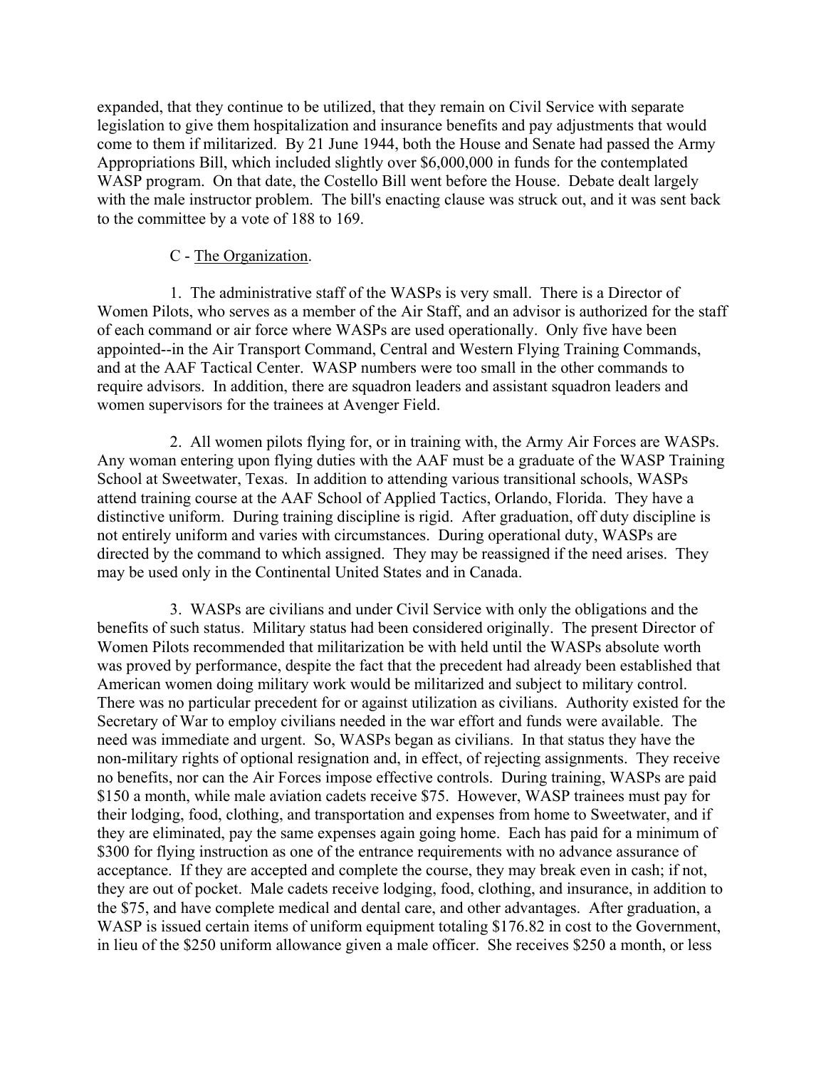expanded, that they continue to be utilized, that they remain on Civil Service with separate legislation to give them hospitalization and insurance benefits and pay adjustments that would come to them if militarized. By 21 June 1944, both the House and Senate had passed the Army Appropriations Bill, which included slightly over $6,000,000 in funds for the contemplated WASP program. On that date, the Costello Bill went before the House. Debate dealt largely with the male instructor problem. The bill's enacting clause was struck out, and it was sent back to the committee by a vote of 188 to 169.

C - <u>The Organization</u>.

1. The administrative staff of the WASPs is very small. There is a Director of Women Pilots, who serves as a member of the Air Staff, and an advisor is authorized for the staff of each command or air force where WASPs are used operationally. Only five have been appointed--in the Air Transport Command, Central and Western Flying Training Commands, and at the AAF Tactical Center. WASP numbers were too small in the other commands to require advisors. In addition, there are squadron leaders and assistant squadron leaders and women supervisors for the trainees at Avenger Field.

2. All women pilots flying for, or in training with, the Army Air Forces are WASPs. Any woman entering upon flying duties with the AAF must be a graduate of the WASP Training School at Sweetwater, Texas. In addition to attending various transitional schools, WASPs attend training course at the AAF School of Applied Tactics, Orlando, Florida. They have a distinctive uniform. During training discipline is rigid. After graduation, off duty discipline is not entirely uniform and varies with circumstances. During operational duty, WASPs are directed by the command to which assigned. They may be reassigned if the need arises. They may be used only in the Continental United States and in Canada.

3. WASPs are civilians and under Civil Service with only the obligations and the benefits of such status. Military status had been considered originally. The present Director of Women Pilots recommended that militarization be with held until the WASPs absolute worth was proved by performance, despite the fact that the precedent had already been established that American women doing military work would be militarized and subject to military control. There was no particular precedent for or against utilization as civilians. Authority existed for the Secretary of War to employ civilians needed in the war effort and funds were available. The need was immediate and urgent. So, WASPs began as civilians. In that status they have the non-military rights of optional resignation and, in effect, of rejecting assignments. They receive no benefits, nor can the Air Forces impose effective controls. During training, WASPs are paid $150 a month, while male aviation cadets receive $75. However, WASP trainees must pay for their lodging, food, clothing, and transportation and expenses from home to Sweetwater, and if they are eliminated, pay the same expenses again going home. Each has paid for a minimum of $300 for flying instruction as one of the entrance requirements with no advance assurance of acceptance. If they are accepted and complete the course, they may break even in cash; if not, they are out of pocket. Male cadets receive lodging, food, clothing, and insurance, in addition to the $75, and have complete medical and dental care, and other advantages. After graduation, a WASP is issued certain items of uniform equipment totaling $176.82 in cost to the Government, in lieu of the $250 uniform allowance given a male officer. She receives $250 a month, or less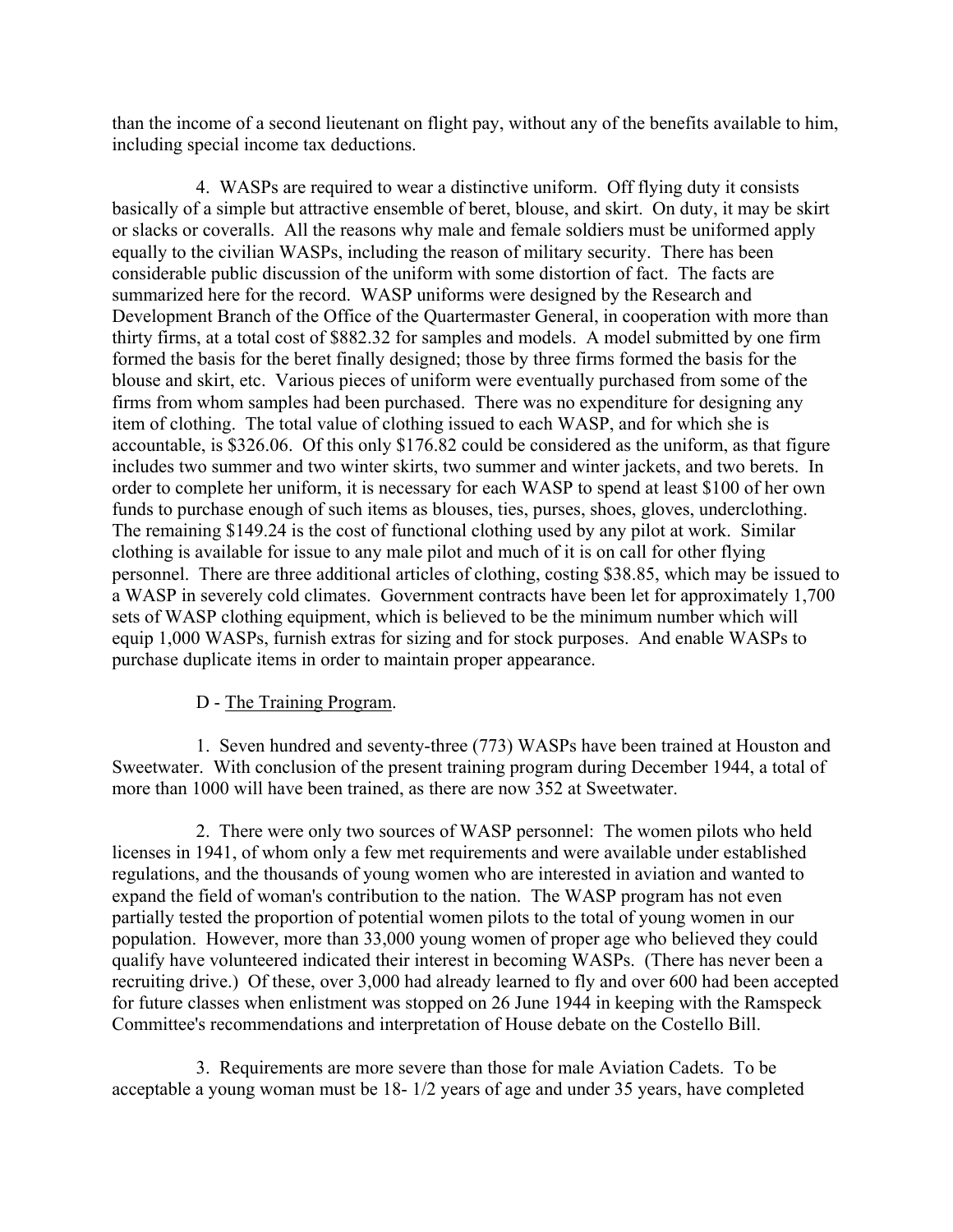than the income of a second lieutenant on flight pay, without any of the benefits available to him, including special income tax deductions.

4. WASPs are required to wear a distinctive uniform. Off flying duty it consists basically of a simple but attractive ensemble of beret, blouse, and skirt. On duty, it may be skirt or slacks or coveralls. All the reasons why male and female soldiers must be uniformed apply equally to the civilian WASPs, including the reason of military security. There has been considerable public discussion of the uniform with some distortion of fact. The facts are summarized here for the record. WASP uniforms were designed by the Research and Development Branch of the Office of the Quartermaster General, in cooperation with more than thirty firms, at a total cost of $882.32 for samples and models. A model submitted by one firm formed the basis for the beret finally designed; those by three firms formed the basis for the blouse and skirt, etc. Various pieces of uniform were eventually purchased from some of the firms from whom samples had been purchased. There was no expenditure for designing any item of clothing. The total value of clothing issued to each WASP, and for which she is accountable, is $326.06. Of this only $176.82 could be considered as the uniform, as that figure includes two summer and two winter skirts, two summer and winter jackets, and two berets. In order to complete her uniform, it is necessary for each WASP to spend at least $100 of her own funds to purchase enough of such items as blouses, ties, purses, shoes, gloves, underclothing. The remaining $149.24 is the cost of functional clothing used by any pilot at work. Similar clothing is available for issue to any male pilot and much of it is on call for other flying personnel. There are three additional articles of clothing, costing $38.85, which may be issued to a WASP in severely cold climates. Government contracts have been let for approximately 1,700 sets of WASP clothing equipment, which is believed to be the minimum number which will equip 1,000 WASPs, furnish extras for sizing and for stock purposes. And enable WASPs to purchase duplicate items in order to maintain proper appearance.

D - The Training Program.

1. Seven hundred and seventy-three (773) WASPs have been trained at Houston and Sweetwater. With conclusion of the present training program during December 1944, a total of more than 1000 will have been trained, as there are now 352 at Sweetwater.

2. There were only two sources of WASP personnel: The women pilots who held licenses in 1941, of whom only a few met requirements and were available under established regulations, and the thousands of young women who are interested in aviation and wanted to expand the field of woman's contribution to the nation. The WASP program has not even partially tested the proportion of potential women pilots to the total of young women in our population. However, more than 33,000 young women of proper age who believed they could qualify have volunteered indicated their interest in becoming WASPs. (There has never been a recruiting drive.) Of these, over 3,000 had already learned to fly and over 600 had been accepted for future classes when enlistment was stopped on 26 June 1944 in keeping with the Ramspeck Committee's recommendations and interpretation of House debate on the Costello Bill.

3. Requirements are more severe than those for male Aviation Cadets. To be acceptable a young woman must be 18- 1/2 years of age and under 35 years, have completed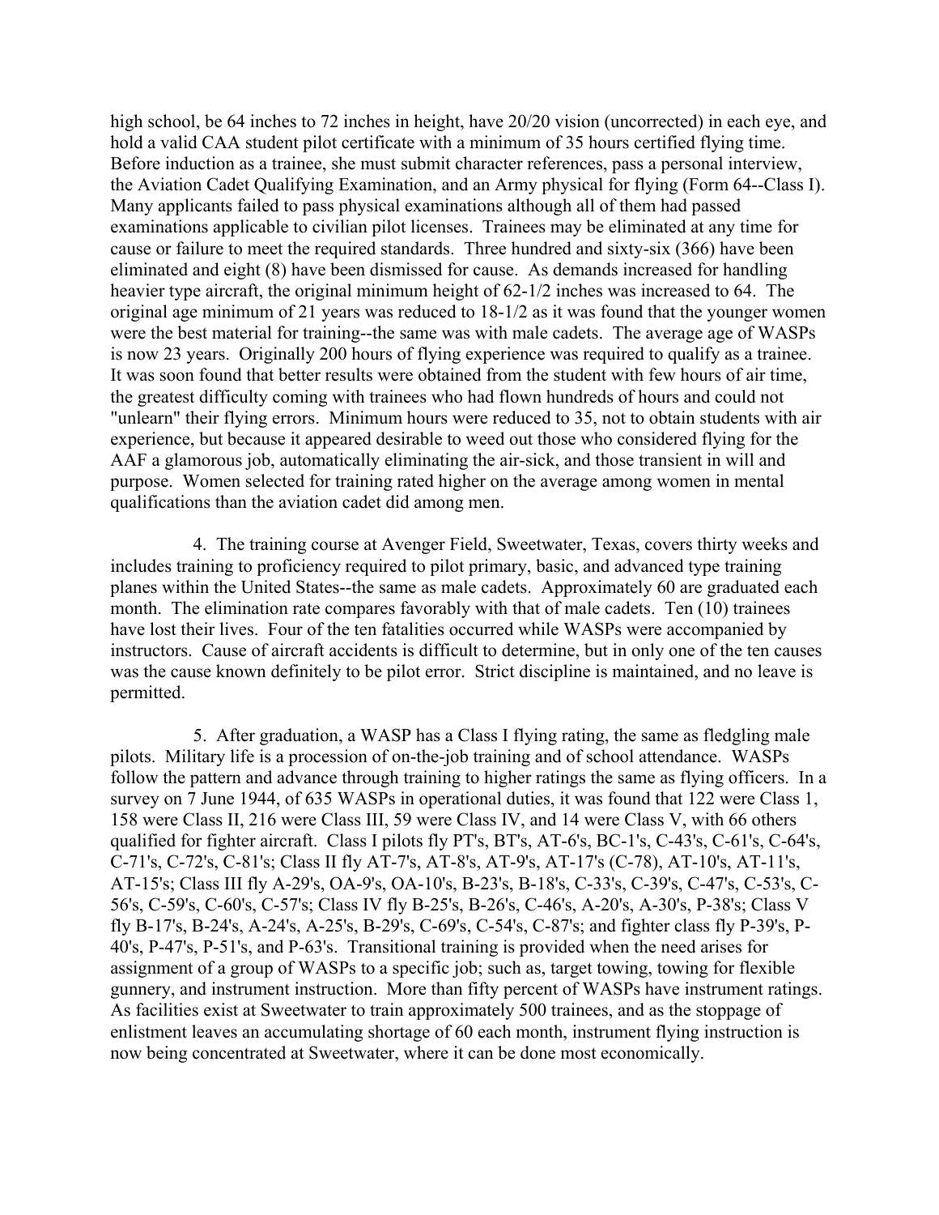high school, be 64 inches to 72 inches in height, have 20/20 vision (uncorrected) in each eye, and hold a valid CAA student pilot certificate with a minimum of 35 hours certified flying time. Before induction as a trainee, she must submit character references, pass a personal interview, the Aviation Cadet Qualifying Examination, and an Army physical for flying (Form 64--Class I). Many applicants failed to pass physical examinations although all of them had passed examinations applicable to civilian pilot licenses. Trainees may be eliminated at any time for cause or failure to meet the required standards. Three hundred and sixty-six (366) have been eliminated and eight (8) have been dismissed for cause. As demands increased for handling heavier type aircraft, the original minimum height of 62-1/2 inches was increased to 64. The original age minimum of 21 years was reduced to 18-1/2 as it was found that the younger women were the best material for training--the same was with male cadets. The average age of WASPs is now 23 years. Originally 200 hours of flying experience was required to qualify as a trainee. It was soon found that better results were obtained from the student with few hours of air time, the greatest difficulty coming with trainees who had flown hundreds of hours and could not "unlearn" their flying errors. Minimum hours were reduced to 35, not to obtain students with air experience, but because it appeared desirable to weed out those who considered flying for the AAF a glamorous job, automatically eliminating the air-sick, and those transient in will and purpose. Women selected for training rated higher on the average among women in mental qualifications than the aviation cadet did among men.

4. The training course at Avenger Field, Sweetwater, Texas, covers thirty weeks and includes training to proficiency required to pilot primary, basic, and advanced type training planes within the United States--the same as male cadets. Approximately 60 are graduated each month. The elimination rate compares favorably with that of male cadets. Ten (10) trainees have lost their lives. Four of the ten fatalities occurred while WASPs were accompanied by instructors. Cause of aircraft accidents is difficult to determine, but in only one of the ten causes was the cause known definitely to be pilot error. Strict discipline is maintained, and no leave is permitted.

5. After graduation, a WASP has a Class I flying rating, the same as fledgling male pilots. Military life is a procession of on-the-job training and of school attendance. WASPs follow the pattern and advance through training to higher ratings the same as flying officers. In a survey on 7 June 1944, of 635 WASPs in operational duties, it was found that 122 were Class 1, 158 were Class II, 216 were Class III, 59 were Class IV, and 14 were Class V, with 66 others qualified for fighter aircraft. Class I pilots fly PT's, BT's, AT-6's, BC-1's, C-43's, C-61's, C-64's, C-71's, C-72's, C-81's; Class II fly AT-7's, AT-8's, AT-9's, AT-17's (C-78), AT-10's, AT-11's, AT-15's; Class III fly A-29's, OA-9's, OA-10's, B-23's, B-18's, C-33's, C-39's, C-47's, C-53's, C-56's, C-59's, C-60's, C-57's; Class IV fly B-25's, B-26's, C-46's, A-20's, A-30's, P-38's; Class V fly B-17's, B-24's, A-24's, A-25's, B-29's, C-69's, C-54's, C-87's; and fighter class fly P-39's, P-40's, P-47's, P-51's, and P-63's. Transitional training is provided when the need arises for assignment of a group of WASPs to a specific job; such as, target towing, towing for flexible gunnery, and instrument instruction. More than fifty percent of WASPs have instrument ratings. As facilities exist at Sweetwater to train approximately 500 trainees, and as the stoppage of enlistment leaves an accumulating shortage of 60 each month, instrument flying instruction is now being concentrated at Sweetwater, where it can be done most economically.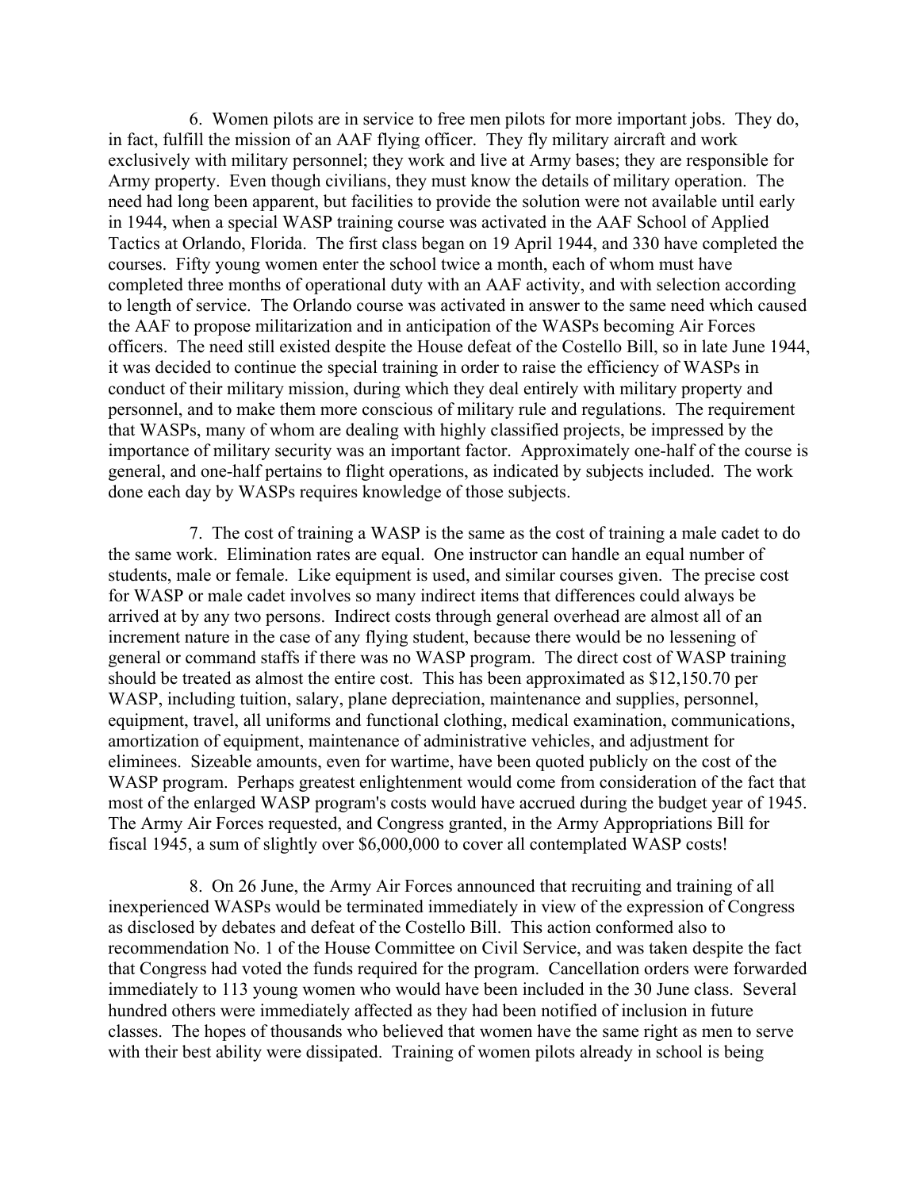6. Women pilots are in service to free men pilots for more important jobs. They do, in fact, fulfill the mission of an AAF flying officer. They fly military aircraft and work exclusively with military personnel; they work and live at Army bases; they are responsible for Army property. Even though civilians, they must know the details of military operation. The need had long been apparent, but facilities to provide the solution were not available until early in 1944, when a special WASP training course was activated in the AAF School of Applied Tactics at Orlando, Florida. The first class began on 19 April 1944, and 330 have completed the courses. Fifty young women enter the school twice a month, each of whom must have completed three months of operational duty with an AAF activity, and with selection according to length of service. The Orlando course was activated in answer to the same need which caused the AAF to propose militarization and in anticipation of the WASPs becoming Air Forces officers. The need still existed despite the House defeat of the Costello Bill, so in late June 1944, it was decided to continue the special training in order to raise the efficiency of WASPs in conduct of their military mission, during which they deal entirely with military property and personnel, and to make them more conscious of military rule and regulations. The requirement that WASPs, many of whom are dealing with highly classified projects, be impressed by the importance of military security was an important factor. Approximately one-half of the course is general, and one-half pertains to flight operations, as indicated by subjects included. The work done each day by WASPs requires knowledge of those subjects.

7. The cost of training a WASP is the same as the cost of training a male cadet to do the same work. Elimination rates are equal. One instructor can handle an equal number of students, male or female. Like equipment is used, and similar courses given. The precise cost for WASP or male cadet involves so many indirect items that differences could always be arrived at by any two persons. Indirect costs through general overhead are almost all of an increment nature in the case of any flying student, because there would be no lessening of general or command staffs if there was no WASP program. The direct cost of WASP training should be treated as almost the entire cost. This has been approximated as $12,150.70 per WASP, including tuition, salary, plane depreciation, maintenance and supplies, personnel, equipment, travel, all uniforms and functional clothing, medical examination, communications, amortization of equipment, maintenance of administrative vehicles, and adjustment for eliminees. Sizeable amounts, even for wartime, have been quoted publicly on the cost of the WASP program. Perhaps greatest enlightenment would come from consideration of the fact that most of the enlarged WASP program's costs would have accrued during the budget year of 1945. The Army Air Forces requested, and Congress granted, in the Army Appropriations Bill for fiscal 1945, a sum of slightly over $6,000,000 to cover all contemplated WASP costs!

8. On 26 June, the Army Air Forces announced that recruiting and training of all inexperienced WASPs would be terminated immediately in view of the expression of Congress as disclosed by debates and defeat of the Costello Bill. This action conformed also to recommendation No. 1 of the House Committee on Civil Service, and was taken despite the fact that Congress had voted the funds required for the program. Cancellation orders were forwarded immediately to 113 young women who would have been included in the 30 June class. Several hundred others were immediately affected as they had been notified of inclusion in future classes. The hopes of thousands who believed that women have the same right as men to serve with their best ability were dissipated. Training of women pilots already in school is being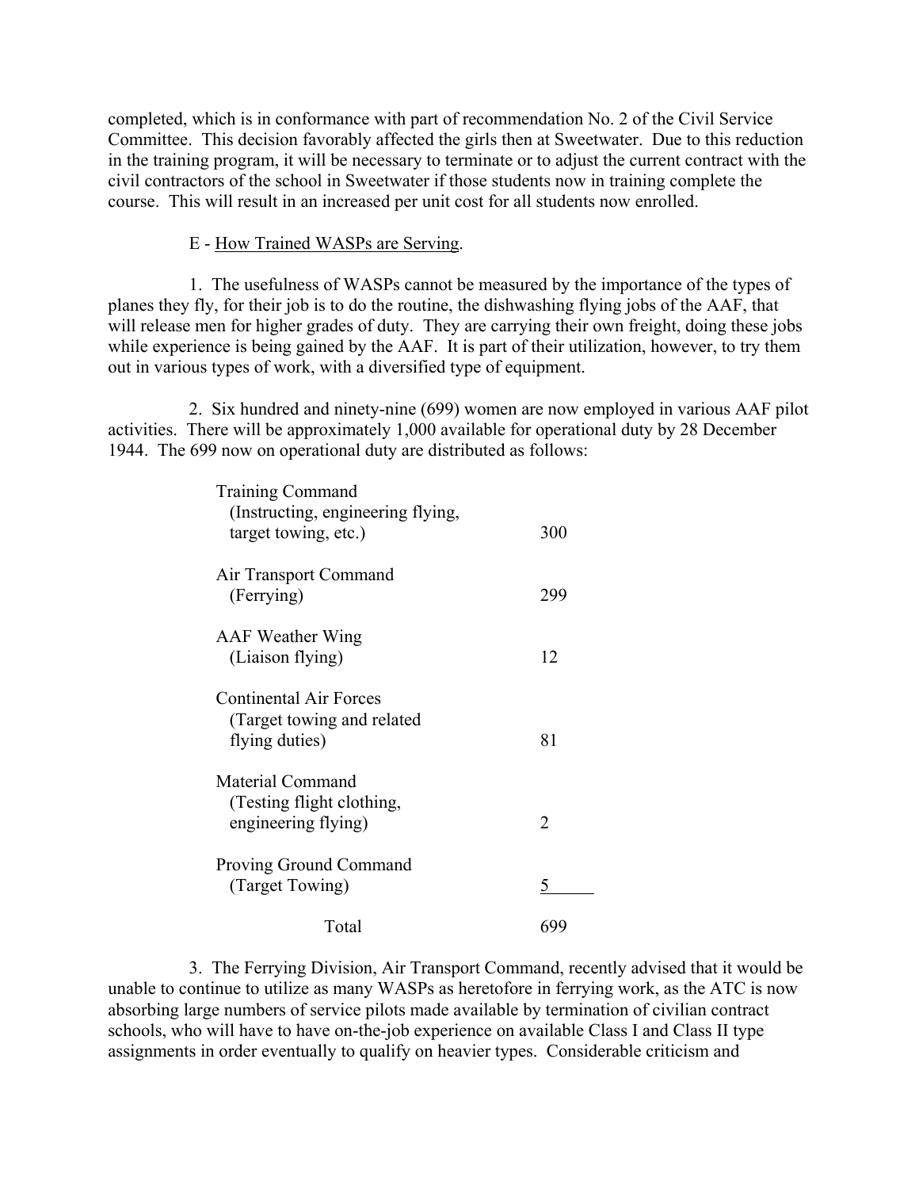completed, which is in conformance with part of recommendation No. 2 of the Civil Service Committee. This decision favorably affected the girls then at Sweetwater. Due to this reduction in the training program, it will be necessary to terminate or to adjust the current contract with the civil contractors of the school in Sweetwater if those students now in training complete the course. This will result in an increased per unit cost for all students now enrolled.

E - <u>How Trained WASPs are Serving</u>.

1. The usefulness of WASPs cannot be measured by the importance of the types of planes they fly, for their job is to do the routine, the dishwashing flying jobs of the AAF, that will release men for higher grades of duty. They are carrying their own freight, doing these jobs while experience is being gained by the AAF. It is part of their utilization, however, to try them out in various types of work, with a diversified type of equipment.

2. Six hundred and ninety-nine (699) women are now employed in various AAF pilot activities. There will be approximately 1,000 available for operational duty by 28 December 1944. The 699 now on operational duty are distributed as follows:

| | |
|---|---|
| Training Command (Instructing, engineering flying, target towing, etc.) | 300 |
| Air Transport Command (Ferrying) | 299 |
| AAF Weather Wing (Liaison flying) | 12 |
| Continental Air Forces (Target towing and related flying duties) | 81 |
| Material Command (Testing flight clothing, engineering flying) | 2 |
| Proving Ground Command (Target Towing) | 5 |
| Total | 699 |

3. The Ferrying Division, Air Transport Command, recently advised that it would be unable to continue to utilize as many WASPs as heretofore in ferrying work, as the ATC is now absorbing large numbers of service pilots made available by termination of civilian contract schools, who will have to have on-the-job experience on available Class I and Class II type assignments in order eventually to qualify on heavier types. Considerable criticism and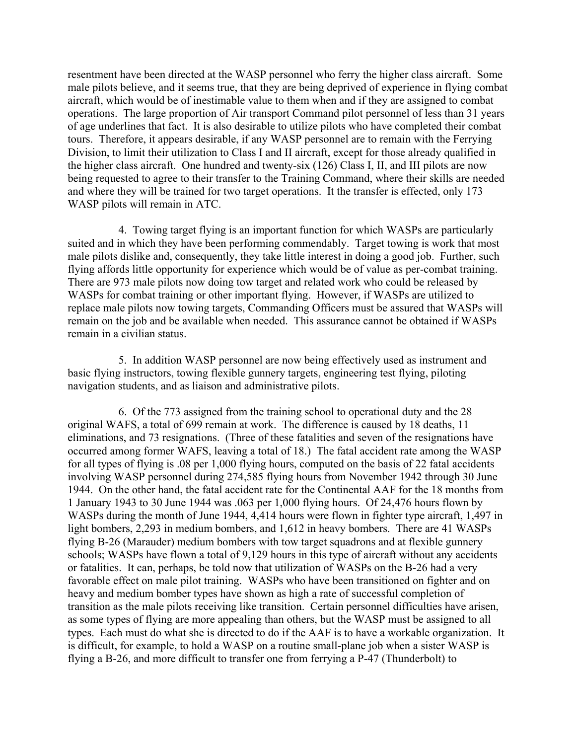resentment have been directed at the WASP personnel who ferry the higher class aircraft. Some male pilots believe, and it seems true, that they are being deprived of experience in flying combat aircraft, which would be of inestimable value to them when and if they are assigned to combat operations. The large proportion of Air transport Command pilot personnel of less than 31 years of age underlines that fact. It is also desirable to utilize pilots who have completed their combat tours. Therefore, it appears desirable, if any WASP personnel are to remain with the Ferrying Division, to limit their utilization to Class I and II aircraft, except for those already qualified in the higher class aircraft. One hundred and twenty-six (126) Class I, II, and III pilots are now being requested to agree to their transfer to the Training Command, where their skills are needed and where they will be trained for two target operations. It the transfer is effected, only 173 WASP pilots will remain in ATC.

4. Towing target flying is an important function for which WASPs are particularly suited and in which they have been performing commendably. Target towing is work that most male pilots dislike and, consequently, they take little interest in doing a good job. Further, such flying affords little opportunity for experience which would be of value as per-combat training. There are 973 male pilots now doing tow target and related work who could be released by WASPs for combat training or other important flying. However, if WASPs are utilized to replace male pilots now towing targets, Commanding Officers must be assured that WASPs will remain on the job and be available when needed. This assurance cannot be obtained if WASPs remain in a civilian status.

5. In addition WASP personnel are now being effectively used as instrument and basic flying instructors, towing flexible gunnery targets, engineering test flying, piloting navigation students, and as liaison and administrative pilots.

6. Of the 773 assigned from the training school to operational duty and the 28 original WAFS, a total of 699 remain at work. The difference is caused by 18 deaths, 11 eliminations, and 73 resignations. (Three of these fatalities and seven of the resignations have occurred among former WAFS, leaving a total of 18.) The fatal accident rate among the WASP for all types of flying is .08 per 1,000 flying hours, computed on the basis of 22 fatal accidents involving WASP personnel during 274,585 flying hours from November 1942 through 30 June 1944. On the other hand, the fatal accident rate for the Continental AAF for the 18 months from 1 January 1943 to 30 June 1944 was .063 per 1,000 flying hours. Of 24,476 hours flown by WASPs during the month of June 1944, 4,414 hours were flown in fighter type aircraft, 1,497 in light bombers, 2,293 in medium bombers, and 1,612 in heavy bombers. There are 41 WASPs flying B-26 (Marauder) medium bombers with tow target squadrons and at flexible gunnery schools; WASPs have flown a total of 9,129 hours in this type of aircraft without any accidents or fatalities. It can, perhaps, be told now that utilization of WASPs on the B-26 had a very favorable effect on male pilot training. WASPs who have been transitioned on fighter and on heavy and medium bomber types have shown as high a rate of successful completion of transition as the male pilots receiving like transition. Certain personnel difficulties have arisen, as some types of flying are more appealing than others, but the WASP must be assigned to all types. Each must do what she is directed to do if the AAF is to have a workable organization. It is difficult, for example, to hold a WASP on a routine small-plane job when a sister WASP is flying a B-26, and more difficult to transfer one from ferrying a P-47 (Thunderbolt) to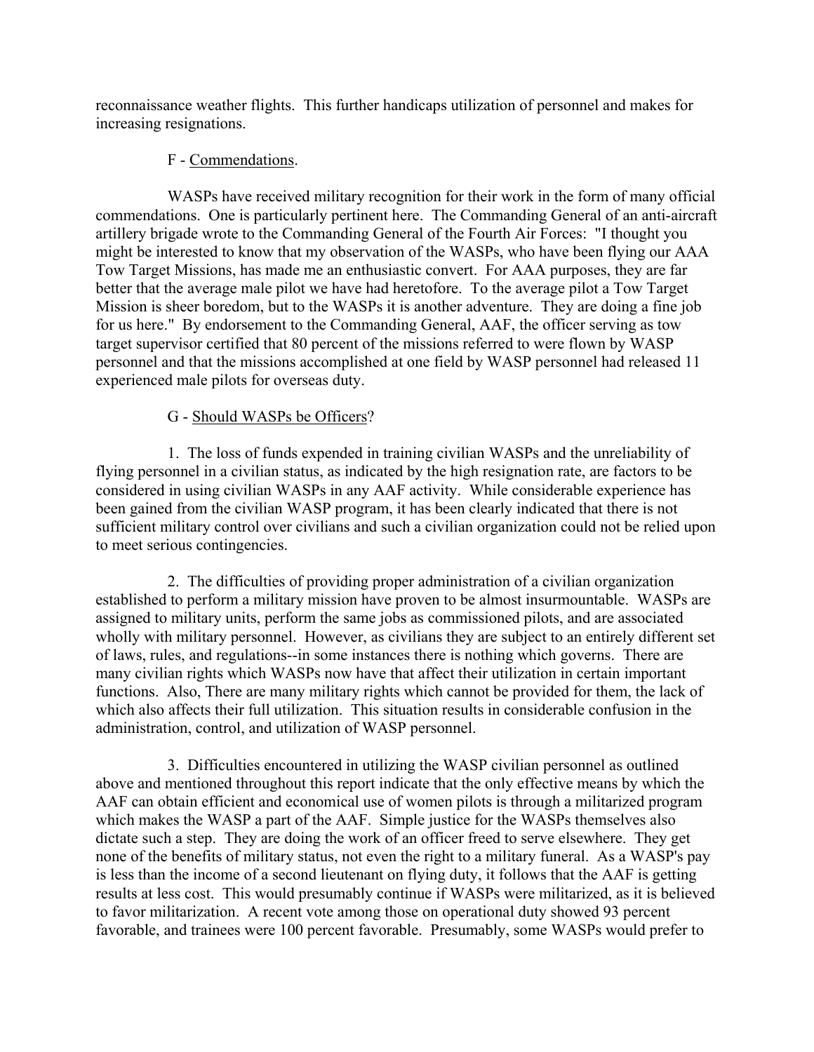reconnaissance weather flights. This further handicaps utilization of personnel and makes for increasing resignations.

F - Commendations.

WASPs have received military recognition for their work in the form of many official commendations. One is particularly pertinent here. The Commanding General of an anti-aircraft artillery brigade wrote to the Commanding General of the Fourth Air Forces: "I thought you might be interested to know that my observation of the WASPs, who have been flying our AAA Tow Target Missions, has made me an enthusiastic convert. For AAA purposes, they are far better that the average male pilot we have had heretofore. To the average pilot a Tow Target Mission is sheer boredom, but to the WASPs it is another adventure. They are doing a fine job for us here." By endorsement to the Commanding General, AAF, the officer serving as tow target supervisor certified that 80 percent of the missions referred to were flown by WASP personnel and that the missions accomplished at one field by WASP personnel had released 11 experienced male pilots for overseas duty.

G - Should WASPs be Officers?

1. The loss of funds expended in training civilian WASPs and the unreliability of flying personnel in a civilian status, as indicated by the high resignation rate, are factors to be considered in using civilian WASPs in any AAF activity. While considerable experience has been gained from the civilian WASP program, it has been clearly indicated that there is not sufficient military control over civilians and such a civilian organization could not be relied upon to meet serious contingencies.

2. The difficulties of providing proper administration of a civilian organization established to perform a military mission have proven to be almost insurmountable. WASPs are assigned to military units, perform the same jobs as commissioned pilots, and are associated wholly with military personnel. However, as civilians they are subject to an entirely different set of laws, rules, and regulations--in some instances there is nothing which governs. There are many civilian rights which WASPs now have that affect their utilization in certain important functions. Also, There are many military rights which cannot be provided for them, the lack of which also affects their full utilization. This situation results in considerable confusion in the administration, control, and utilization of WASP personnel.

3. Difficulties encountered in utilizing the WASP civilian personnel as outlined above and mentioned throughout this report indicate that the only effective means by which the AAF can obtain efficient and economical use of women pilots is through a militarized program which makes the WASP a part of the AAF. Simple justice for the WASPs themselves also dictate such a step. They are doing the work of an officer freed to serve elsewhere. They get none of the benefits of military status, not even the right to a military funeral. As a WASP's pay is less than the income of a second lieutenant on flying duty, it follows that the AAF is getting results at less cost. This would presumably continue if WASPs were militarized, as it is believed to favor militarization. A recent vote among those on operational duty showed 93 percent favorable, and trainees were 100 percent favorable. Presumably, some WASPs would prefer to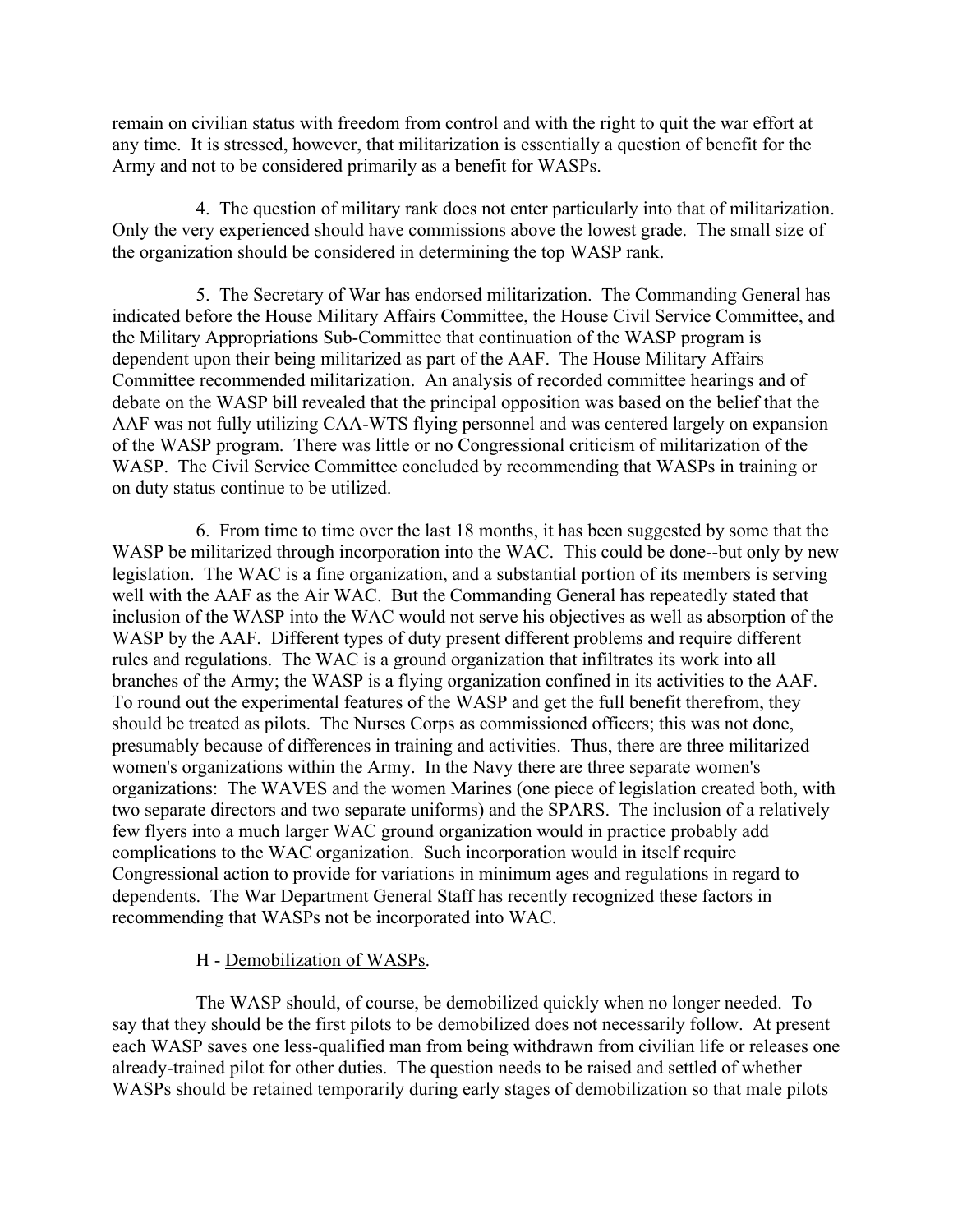remain on civilian status with freedom from control and with the right to quit the war effort at any time. It is stressed, however, that militarization is essentially a question of benefit for the Army and not to be considered primarily as a benefit for WASPs.

4. The question of military rank does not enter particularly into that of militarization. Only the very experienced should have commissions above the lowest grade. The small size of the organization should be considered in determining the top WASP rank.

5. The Secretary of War has endorsed militarization. The Commanding General has indicated before the House Military Affairs Committee, the House Civil Service Committee, and the Military Appropriations Sub-Committee that continuation of the WASP program is dependent upon their being militarized as part of the AAF. The House Military Affairs Committee recommended militarization. An analysis of recorded committee hearings and of debate on the WASP bill revealed that the principal opposition was based on the belief that the AAF was not fully utilizing CAA-WTS flying personnel and was centered largely on expansion of the WASP program. There was little or no Congressional criticism of militarization of the WASP. The Civil Service Committee concluded by recommending that WASPs in training or on duty status continue to be utilized.

6. From time to time over the last 18 months, it has been suggested by some that the WASP be militarized through incorporation into the WAC. This could be done--but only by new legislation. The WAC is a fine organization, and a substantial portion of its members is serving well with the AAF as the Air WAC. But the Commanding General has repeatedly stated that inclusion of the WASP into the WAC would not serve his objectives as well as absorption of the WASP by the AAF. Different types of duty present different problems and require different rules and regulations. The WAC is a ground organization that infiltrates its work into all branches of the Army; the WASP is a flying organization confined in its activities to the AAF. To round out the experimental features of the WASP and get the full benefit therefrom, they should be treated as pilots. The Nurses Corps as commissioned officers; this was not done, presumably because of differences in training and activities. Thus, there are three militarized women's organizations within the Army. In the Navy there are three separate women's organizations: The WAVES and the women Marines (one piece of legislation created both, with two separate directors and two separate uniforms) and the SPARS. The inclusion of a relatively few flyers into a much larger WAC ground organization would in practice probably add complications to the WAC organization. Such incorporation would in itself require Congressional action to provide for variations in minimum ages and regulations in regard to dependents. The War Department General Staff has recently recognized these factors in recommending that WASPs not be incorporated into WAC.

H - <u>Demobilization of WASPs</u>.

The WASP should, of course, be demobilized quickly when no longer needed. To say that they should be the first pilots to be demobilized does not necessarily follow. At present each WASP saves one less-qualified man from being withdrawn from civilian life or releases one already-trained pilot for other duties. The question needs to be raised and settled of whether WASPs should be retained temporarily during early stages of demobilization so that male pilots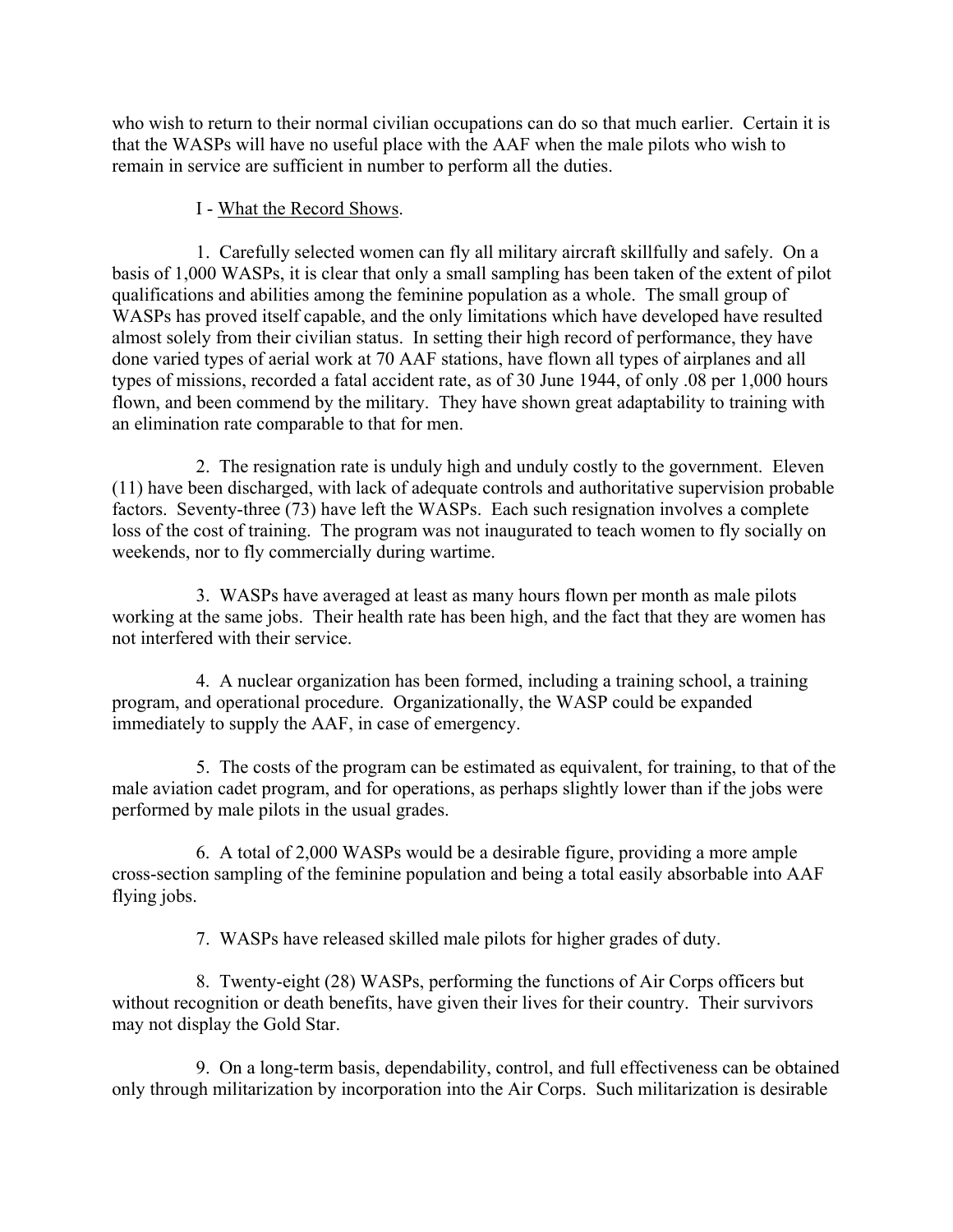who wish to return to their normal civilian occupations can do so that much earlier. Certain it is that the WASPs will have no useful place with the AAF when the male pilots who wish to remain in service are sufficient in number to perform all the duties.

I - <u>What the Record Shows</u>.

1. Carefully selected women can fly all military aircraft skillfully and safely. On a basis of 1,000 WASPs, it is clear that only a small sampling has been taken of the extent of pilot qualifications and abilities among the feminine population as a whole. The small group of WASPs has proved itself capable, and the only limitations which have developed have resulted almost solely from their civilian status. In setting their high record of performance, they have done varied types of aerial work at 70 AAF stations, have flown all types of airplanes and all types of missions, recorded a fatal accident rate, as of 30 June 1944, of only .08 per 1,000 hours flown, and been commend by the military. They have shown great adaptability to training with an elimination rate comparable to that for men.

2. The resignation rate is unduly high and unduly costly to the government. Eleven (11) have been discharged, with lack of adequate controls and authoritative supervision probable factors. Seventy-three (73) have left the WASPs. Each such resignation involves a complete loss of the cost of training. The program was not inaugurated to teach women to fly socially on weekends, nor to fly commercially during wartime.

3. WASPs have averaged at least as many hours flown per month as male pilots working at the same jobs. Their health rate has been high, and the fact that they are women has not interfered with their service.

4. A nuclear organization has been formed, including a training school, a training program, and operational procedure. Organizationally, the WASP could be expanded immediately to supply the AAF, in case of emergency.

5. The costs of the program can be estimated as equivalent, for training, to that of the male aviation cadet program, and for operations, as perhaps slightly lower than if the jobs were performed by male pilots in the usual grades.

6. A total of 2,000 WASPs would be a desirable figure, providing a more ample cross-section sampling of the feminine population and being a total easily absorbable into AAF flying jobs.

7. WASPs have released skilled male pilots for higher grades of duty.

8. Twenty-eight (28) WASPs, performing the functions of Air Corps officers but without recognition or death benefits, have given their lives for their country. Their survivors may not display the Gold Star.

9. On a long-term basis, dependability, control, and full effectiveness can be obtained only through militarization by incorporation into the Air Corps. Such militarization is desirable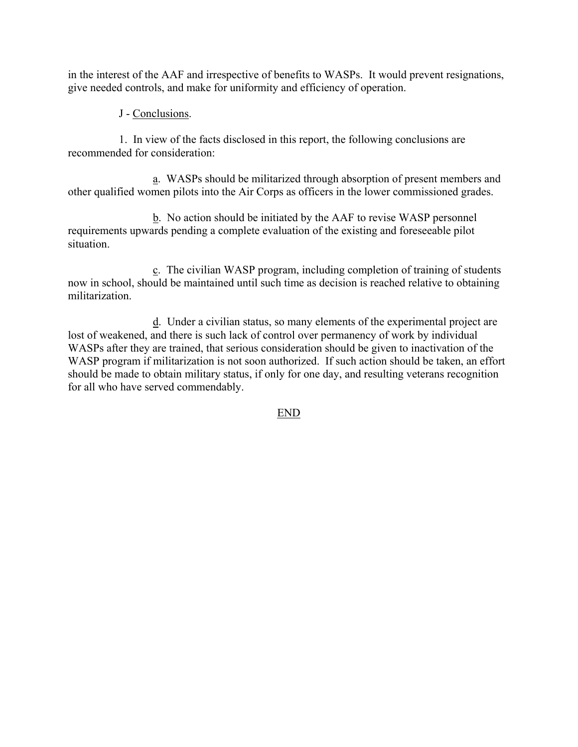in the interest of the AAF and irrespective of benefits to WASPs. It would prevent resignations, give needed controls, and make for uniformity and efficiency of operation.

J - Conclusions.

1. In view of the facts disclosed in this report, the following conclusions are recommended for consideration:

a. WASPs should be militarized through absorption of present members and other qualified women pilots into the Air Corps as officers in the lower commissioned grades.

b. No action should be initiated by the AAF to revise WASP personnel requirements upwards pending a complete evaluation of the existing and foreseeable pilot situation.

c. The civilian WASP program, including completion of training of students now in school, should be maintained until such time as decision is reached relative to obtaining militarization.

d. Under a civilian status, so many elements of the experimental project are lost of weakened, and there is such lack of control over permanency of work by individual WASPs after they are trained, that serious consideration should be given to inactivation of the WASP program if militarization is not soon authorized. If such action should be taken, an effort should be made to obtain military status, if only for one day, and resulting veterans recognition for all who have served commendably.

END